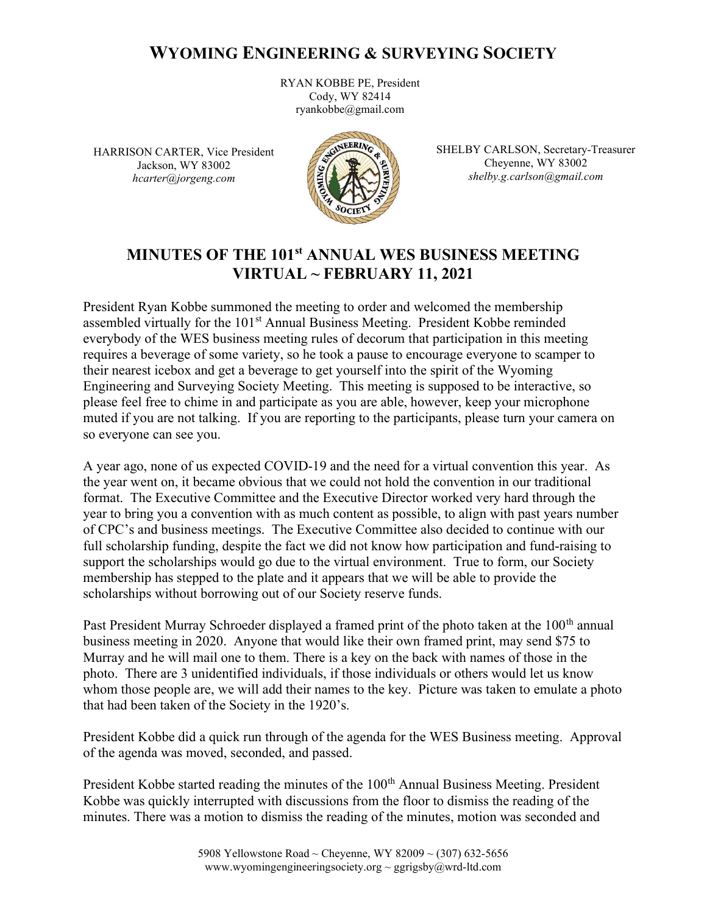# WYOMING ENGINEERING & SURVEYING SOCIETY

RYAN KOBBE PE, President
Cody, WY 82414
ryankobbe@gmail.com

HARRISON CARTER, Vice President
Jackson, WY 83002
*hcarter@jorgeng.com*

SHELBY CARLSON, Secretary-Treasurer
Cheyenne, WY 83002
*shelby.g.carlson@gmail.com*

## MINUTES OF THE 101st ANNUAL WES BUSINESS MEETING
## VIRTUAL ~ FEBRUARY 11, 2021

President Ryan Kobbe summoned the meeting to order and welcomed the membership assembled virtually for the 101st Annual Business Meeting. President Kobbe reminded everybody of the WES business meeting rules of decorum that participation in this meeting requires a beverage of some variety, so he took a pause to encourage everyone to scamper to their nearest icebox and get a beverage to get yourself into the spirit of the Wyoming Engineering and Surveying Society Meeting. This meeting is supposed to be interactive, so please feel free to chime in and participate as you are able, however, keep your microphone muted if you are not talking. If you are reporting to the participants, please turn your camera on so everyone can see you.

A year ago, none of us expected COVID-19 and the need for a virtual convention this year. As the year went on, it became obvious that we could not hold the convention in our traditional format. The Executive Committee and the Executive Director worked very hard through the year to bring you a convention with as much content as possible, to align with past years number of CPC's and business meetings. The Executive Committee also decided to continue with our full scholarship funding, despite the fact we did not know how participation and fund-raising to support the scholarships would go due to the virtual environment. True to form, our Society membership has stepped to the plate and it appears that we will be able to provide the scholarships without borrowing out of our Society reserve funds.

Past President Murray Schroeder displayed a framed print of the photo taken at the 100th annual business meeting in 2020. Anyone that would like their own framed print, may send $75 to Murray and he will mail one to them. There is a key on the back with names of those in the photo. There are 3 unidentified individuals, if those individuals or others would let us know whom those people are, we will add their names to the key. Picture was taken to emulate a photo that had been taken of the Society in the 1920's.

President Kobbe did a quick run through of the agenda for the WES Business meeting. Approval of the agenda was moved, seconded, and passed.

President Kobbe started reading the minutes of the 100th Annual Business Meeting. President Kobbe was quickly interrupted with discussions from the floor to dismiss the reading of the minutes. There was a motion to dismiss the reading of the minutes, motion was seconded and

5908 Yellowstone Road ~ Cheyenne, WY 82009 ~ (307) 632-5656
www.wyomingengineeringsociety.org ~ ggrigsby@wrd-ltd.com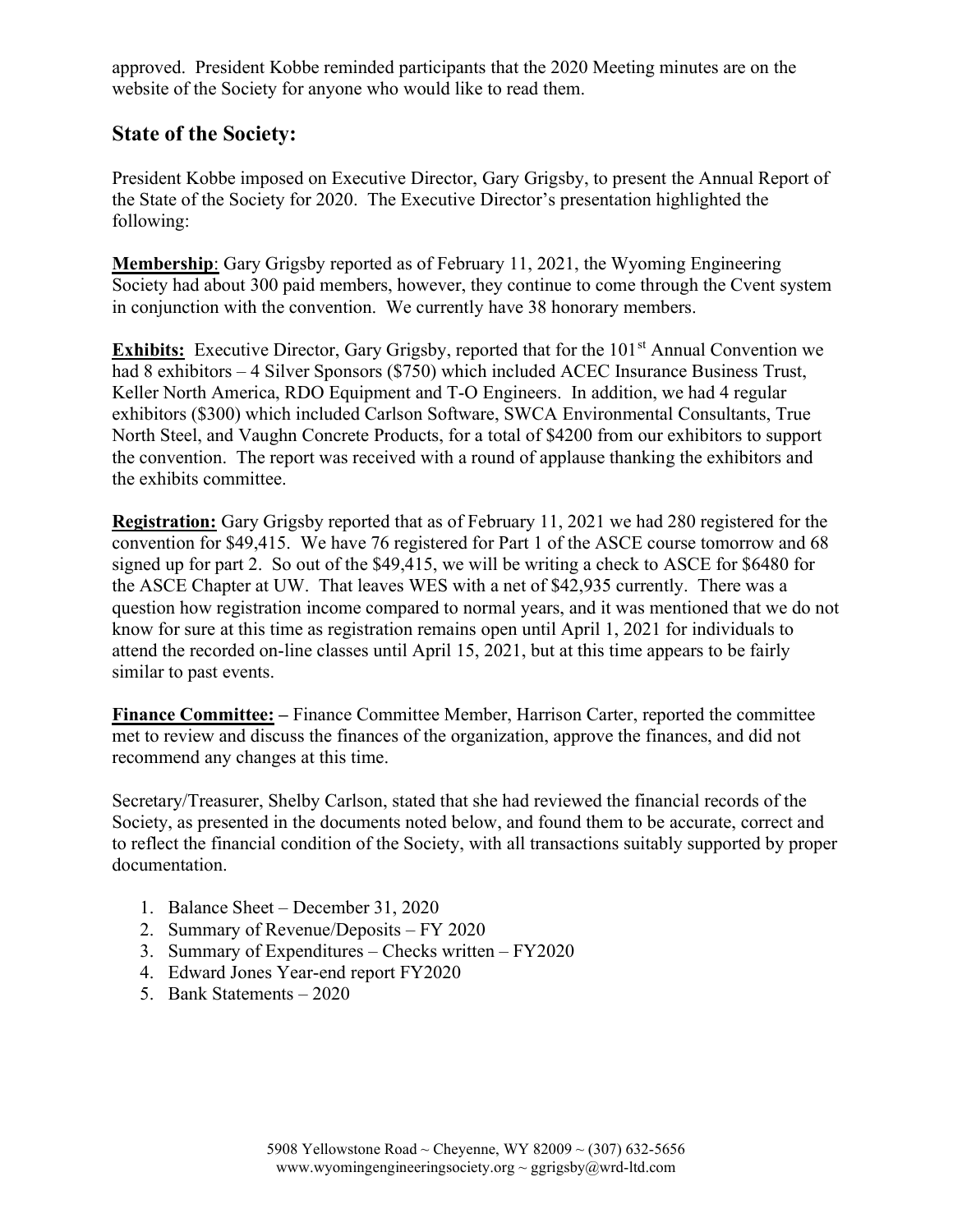approved. President Kobbe reminded participants that the 2020 Meeting minutes are on the website of the Society for anyone who would like to read them.

## State of the Society:

President Kobbe imposed on Executive Director, Gary Grigsby, to present the Annual Report of the State of the Society for 2020. The Executive Director's presentation highlighted the following:

**Membership**: Gary Grigsby reported as of February 11, 2021, the Wyoming Engineering Society had about 300 paid members, however, they continue to come through the Cvent system in conjunction with the convention. We currently have 38 honorary members.

**Exhibits:** Executive Director, Gary Grigsby, reported that for the 101st Annual Convention we had 8 exhibitors – 4 Silver Sponsors ($750) which included ACEC Insurance Business Trust, Keller North America, RDO Equipment and T-O Engineers. In addition, we had 4 regular exhibitors ($300) which included Carlson Software, SWCA Environmental Consultants, True North Steel, and Vaughn Concrete Products, for a total of $4200 from our exhibitors to support the convention. The report was received with a round of applause thanking the exhibitors and the exhibits committee.

**Registration:** Gary Grigsby reported that as of February 11, 2021 we had 280 registered for the convention for $49,415. We have 76 registered for Part 1 of the ASCE course tomorrow and 68 signed up for part 2. So out of the $49,415, we will be writing a check to ASCE for $6480 for the ASCE Chapter at UW. That leaves WES with a net of $42,935 currently. There was a question how registration income compared to normal years, and it was mentioned that we do not know for sure at this time as registration remains open until April 1, 2021 for individuals to attend the recorded on-line classes until April 15, 2021, but at this time appears to be fairly similar to past events.

**Finance Committee:** – Finance Committee Member, Harrison Carter, reported the committee met to review and discuss the finances of the organization, approve the finances, and did not recommend any changes at this time.

Secretary/Treasurer, Shelby Carlson, stated that she had reviewed the financial records of the Society, as presented in the documents noted below, and found them to be accurate, correct and to reflect the financial condition of the Society, with all transactions suitably supported by proper documentation.

1. Balance Sheet – December 31, 2020
2. Summary of Revenue/Deposits – FY 2020
3. Summary of Expenditures – Checks written – FY2020
4. Edward Jones Year-end report FY2020
5. Bank Statements – 2020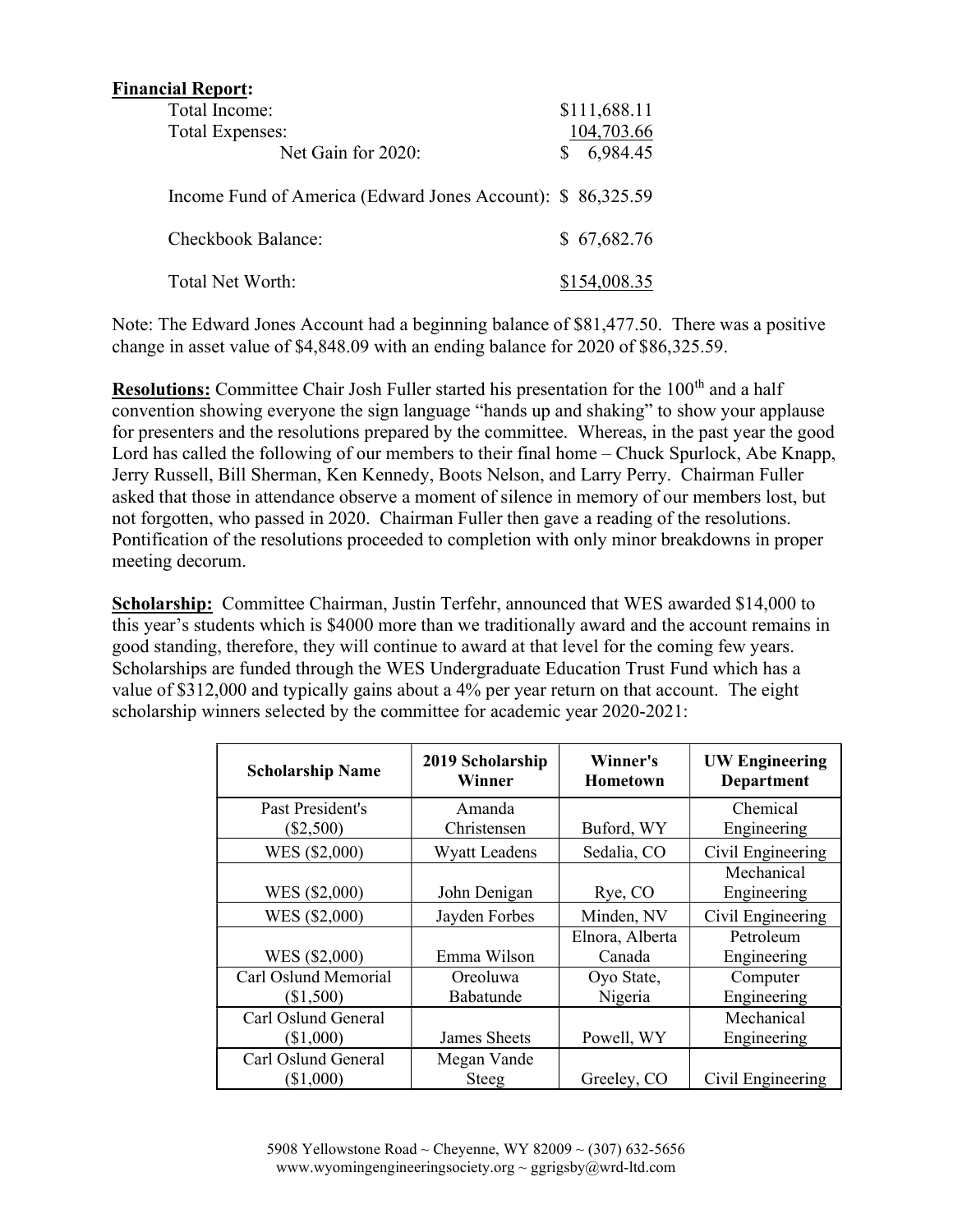**Financial Report:**

| | |
|---|---|
| Total Income: | $111,688.11 |
| Total Expenses: | 104,703.66 |
| Net Gain for 2020: | $ 6,984.45 |
| Income Fund of America (Edward Jones Account): | $ 86,325.59 |
| Checkbook Balance: | $ 67,682.76 |
| Total Net Worth: | $154,008.35 |

Note: The Edward Jones Account had a beginning balance of $81,477.50. There was a positive change in asset value of $4,848.09 with an ending balance for 2020 of $86,325.59.

**Resolutions:** Committee Chair Josh Fuller started his presentation for the 100th and a half convention showing everyone the sign language "hands up and shaking" to show your applause for presenters and the resolutions prepared by the committee. Whereas, in the past year the good Lord has called the following of our members to their final home – Chuck Spurlock, Abe Knapp, Jerry Russell, Bill Sherman, Ken Kennedy, Boots Nelson, and Larry Perry. Chairman Fuller asked that those in attendance observe a moment of silence in memory of our members lost, but not forgotten, who passed in 2020. Chairman Fuller then gave a reading of the resolutions. Pontification of the resolutions proceeded to completion with only minor breakdowns in proper meeting decorum.

**Scholarship:** Committee Chairman, Justin Terfehr, announced that WES awarded $14,000 to this year's students which is $4000 more than we traditionally award and the account remains in good standing, therefore, they will continue to award at that level for the coming few years. Scholarships are funded through the WES Undergraduate Education Trust Fund which has a value of $312,000 and typically gains about a 4% per year return on that account. The eight scholarship winners selected by the committee for academic year 2020-2021:

| Scholarship Name | 2019 Scholarship Winner | Winner's Hometown | UW Engineering Department |
|---|---|---|---|
| Past President's ($2,500) | Amanda Christensen | Buford, WY | Chemical Engineering |
| WES ($2,000) | Wyatt Leadens | Sedalia, CO | Civil Engineering |
| WES ($2,000) | John Denigan | Rye, CO | Mechanical Engineering |
| WES ($2,000) | Jayden Forbes | Minden, NV | Civil Engineering |
| WES ($2,000) | Emma Wilson | Elnora, Alberta Canada | Petroleum Engineering |
| Carl Oslund Memorial ($1,500) | Oreoluwa Babatunde | Oyo State, Nigeria | Computer Engineering |
| Carl Oslund General ($1,000) | James Sheets | Powell, WY | Mechanical Engineering |
| Carl Oslund General ($1,000) | Megan Vande Steeg | Greeley, CO | Civil Engineering |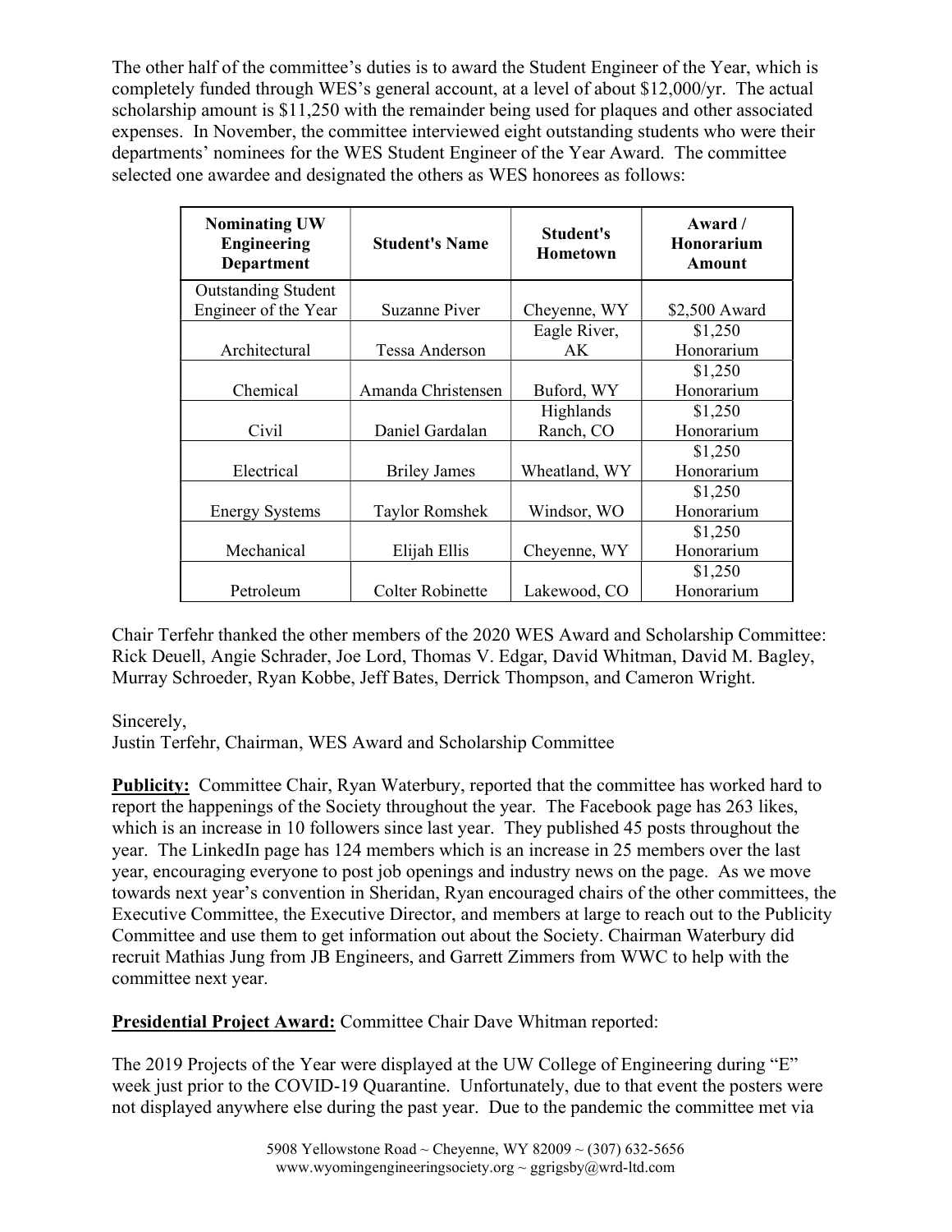The other half of the committee's duties is to award the Student Engineer of the Year, which is completely funded through WES's general account, at a level of about $12,000/yr. The actual scholarship amount is $11,250 with the remainder being used for plaques and other associated expenses. In November, the committee interviewed eight outstanding students who were their departments' nominees for the WES Student Engineer of the Year Award. The committee selected one awardee and designated the others as WES honorees as follows:

| Nominating UW Engineering Department | Student's Name | Student's Hometown | Award / Honorarium Amount |
|---|---|---|---|
| Outstanding Student Engineer of the Year | Suzanne Piver | Cheyenne, WY | $2,500 Award |
| Architectural | Tessa Anderson | Eagle River, AK | $1,250 Honorarium |
| Chemical | Amanda Christensen | Buford, WY | $1,250 Honorarium |
| Civil | Daniel Gardalan | Highlands Ranch, CO | $1,250 Honorarium |
| Electrical | Briley James | Wheatland, WY | $1,250 Honorarium |
| Energy Systems | Taylor Romshek | Windsor, WO | $1,250 Honorarium |
| Mechanical | Elijah Ellis | Cheyenne, WY | $1,250 Honorarium |
| Petroleum | Colter Robinette | Lakewood, CO | $1,250 Honorarium |

Chair Terfehr thanked the other members of the 2020 WES Award and Scholarship Committee: Rick Deuell, Angie Schrader, Joe Lord, Thomas V. Edgar, David Whitman, David M. Bagley, Murray Schroeder, Ryan Kobbe, Jeff Bates, Derrick Thompson, and Cameron Wright.

Sincerely,
Justin Terfehr, Chairman, WES Award and Scholarship Committee

**Publicity:** Committee Chair, Ryan Waterbury, reported that the committee has worked hard to report the happenings of the Society throughout the year. The Facebook page has 263 likes, which is an increase in 10 followers since last year. They published 45 posts throughout the year. The LinkedIn page has 124 members which is an increase in 25 members over the last year, encouraging everyone to post job openings and industry news on the page. As we move towards next year's convention in Sheridan, Ryan encouraged chairs of the other committees, the Executive Committee, the Executive Director, and members at large to reach out to the Publicity Committee and use them to get information out about the Society. Chairman Waterbury did recruit Mathias Jung from JB Engineers, and Garrett Zimmers from WWC to help with the committee next year.

**Presidential Project Award:** Committee Chair Dave Whitman reported:

The 2019 Projects of the Year were displayed at the UW College of Engineering during "E" week just prior to the COVID-19 Quarantine. Unfortunately, due to that event the posters were not displayed anywhere else during the past year. Due to the pandemic the committee met via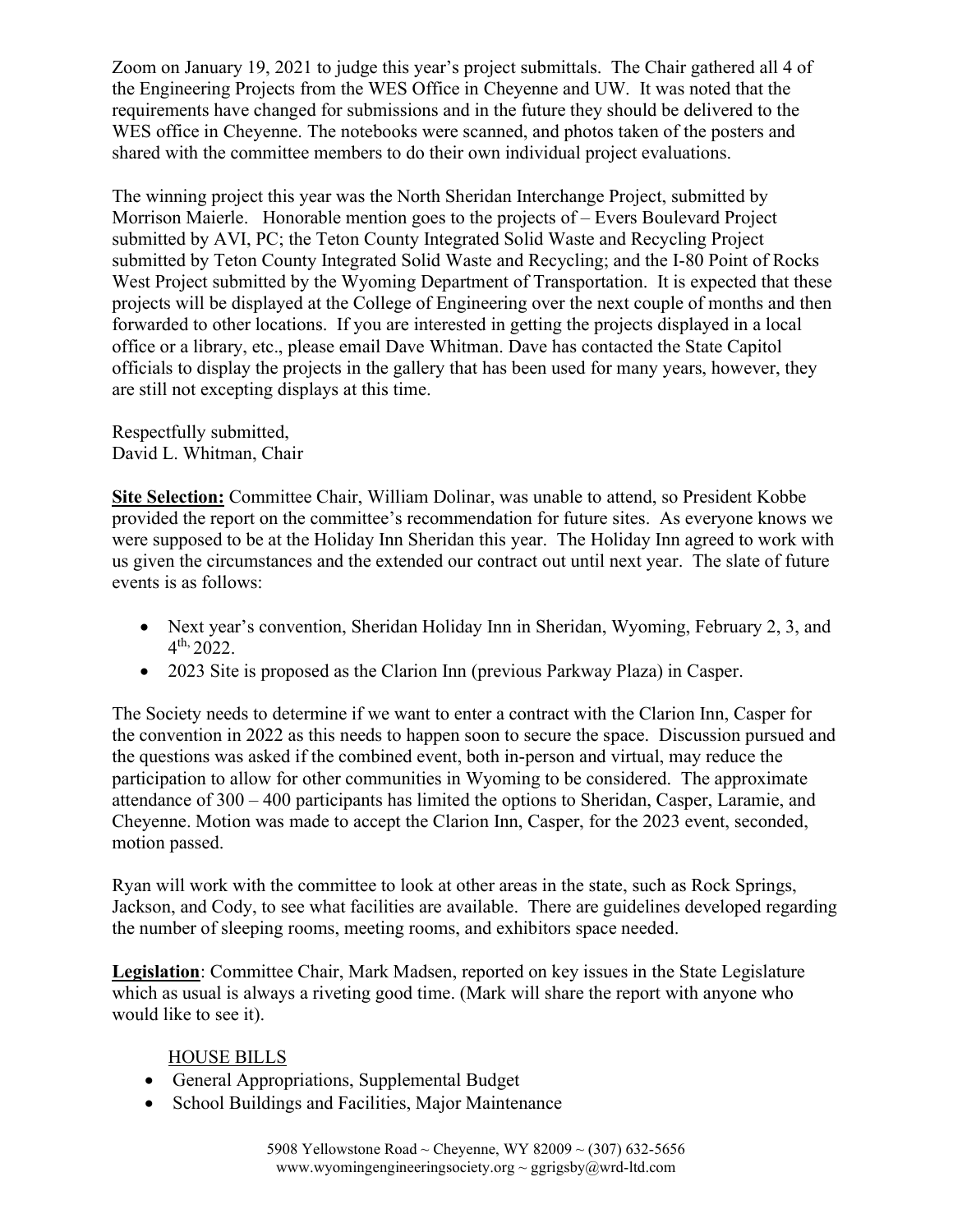Zoom on January 19, 2021 to judge this year's project submittals. The Chair gathered all 4 of the Engineering Projects from the WES Office in Cheyenne and UW. It was noted that the requirements have changed for submissions and in the future they should be delivered to the WES office in Cheyenne. The notebooks were scanned, and photos taken of the posters and shared with the committee members to do their own individual project evaluations.

The winning project this year was the North Sheridan Interchange Project, submitted by Morrison Maierle. Honorable mention goes to the projects of – Evers Boulevard Project submitted by AVI, PC; the Teton County Integrated Solid Waste and Recycling Project submitted by Teton County Integrated Solid Waste and Recycling; and the I-80 Point of Rocks West Project submitted by the Wyoming Department of Transportation. It is expected that these projects will be displayed at the College of Engineering over the next couple of months and then forwarded to other locations. If you are interested in getting the projects displayed in a local office or a library, etc., please email Dave Whitman. Dave has contacted the State Capitol officials to display the projects in the gallery that has been used for many years, however, they are still not excepting displays at this time.

Respectfully submitted,
David L. Whitman, Chair

**Site Selection:** Committee Chair, William Dolinar, was unable to attend, so President Kobbe provided the report on the committee's recommendation for future sites. As everyone knows we were supposed to be at the Holiday Inn Sheridan this year. The Holiday Inn agreed to work with us given the circumstances and the extended our contract out until next year. The slate of future events is as follows:

- Next year's convention, Sheridan Holiday Inn in Sheridan, Wyoming, February 2, 3, and 4th, 2022.
- 2023 Site is proposed as the Clarion Inn (previous Parkway Plaza) in Casper.

The Society needs to determine if we want to enter a contract with the Clarion Inn, Casper for the convention in 2022 as this needs to happen soon to secure the space. Discussion pursued and the questions was asked if the combined event, both in-person and virtual, may reduce the participation to allow for other communities in Wyoming to be considered. The approximate attendance of 300 – 400 participants has limited the options to Sheridan, Casper, Laramie, and Cheyenne. Motion was made to accept the Clarion Inn, Casper, for the 2023 event, seconded, motion passed.

Ryan will work with the committee to look at other areas in the state, such as Rock Springs, Jackson, and Cody, to see what facilities are available. There are guidelines developed regarding the number of sleeping rooms, meeting rooms, and exhibitors space needed.

**Legislation**: Committee Chair, Mark Madsen, reported on key issues in the State Legislature which as usual is always a riveting good time. (Mark will share the report with anyone who would like to see it).

HOUSE BILLS

- General Appropriations, Supplemental Budget
- School Buildings and Facilities, Major Maintenance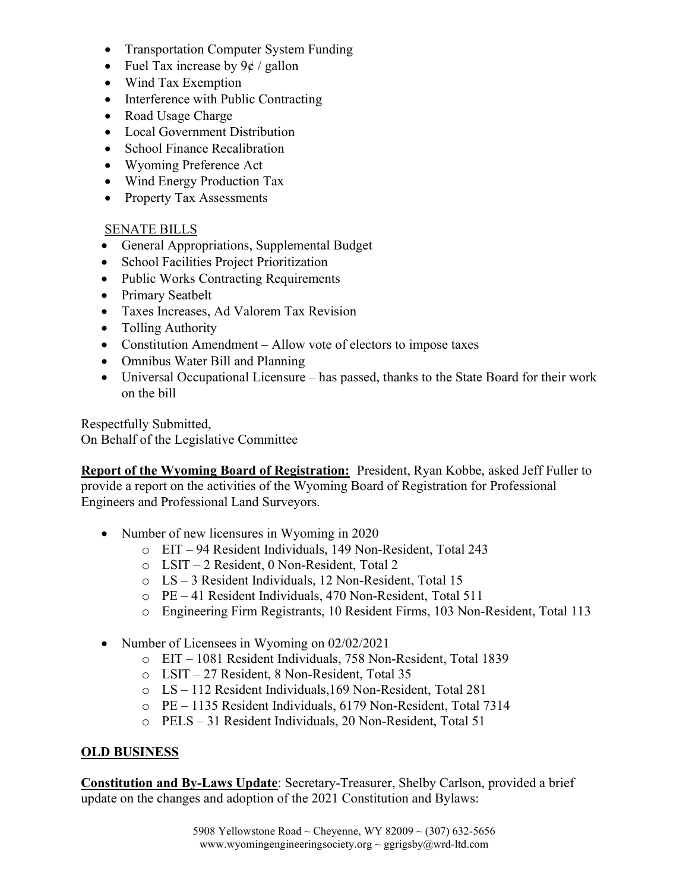- Transportation Computer System Funding
- Fuel Tax increase by 9¢ / gallon
- Wind Tax Exemption
- Interference with Public Contracting
- Road Usage Charge
- Local Government Distribution
- School Finance Recalibration
- Wyoming Preference Act
- Wind Energy Production Tax
- Property Tax Assessments

SENATE BILLS

- General Appropriations, Supplemental Budget
- School Facilities Project Prioritization
- Public Works Contracting Requirements
- Primary Seatbelt
- Taxes Increases, Ad Valorem Tax Revision
- Tolling Authority
- Constitution Amendment – Allow vote of electors to impose taxes
- Omnibus Water Bill and Planning
- Universal Occupational Licensure – has passed, thanks to the State Board for their work on the bill

Respectfully Submitted,
On Behalf of the Legislative Committee

**Report of the Wyoming Board of Registration:** President, Ryan Kobbe, asked Jeff Fuller to provide a report on the activities of the Wyoming Board of Registration for Professional Engineers and Professional Land Surveyors.

- Number of new licensures in Wyoming in 2020
  - EIT – 94 Resident Individuals, 149 Non-Resident, Total 243
  - LSIT – 2 Resident, 0 Non-Resident, Total 2
  - LS – 3 Resident Individuals, 12 Non-Resident, Total 15
  - PE – 41 Resident Individuals, 470 Non-Resident, Total 511
  - Engineering Firm Registrants, 10 Resident Firms, 103 Non-Resident, Total 113

- Number of Licensees in Wyoming on 02/02/2021
  - EIT – 1081 Resident Individuals, 758 Non-Resident, Total 1839
  - LSIT – 27 Resident, 8 Non-Resident, Total 35
  - LS – 112 Resident Individuals,169 Non-Resident, Total 281
  - PE – 1135 Resident Individuals, 6179 Non-Resident, Total 7314
  - PELS – 31 Resident Individuals, 20 Non-Resident, Total 51

**OLD BUSINESS**

**Constitution and By-Laws Update**: Secretary-Treasurer, Shelby Carlson, provided a brief update on the changes and adoption of the 2021 Constitution and Bylaws: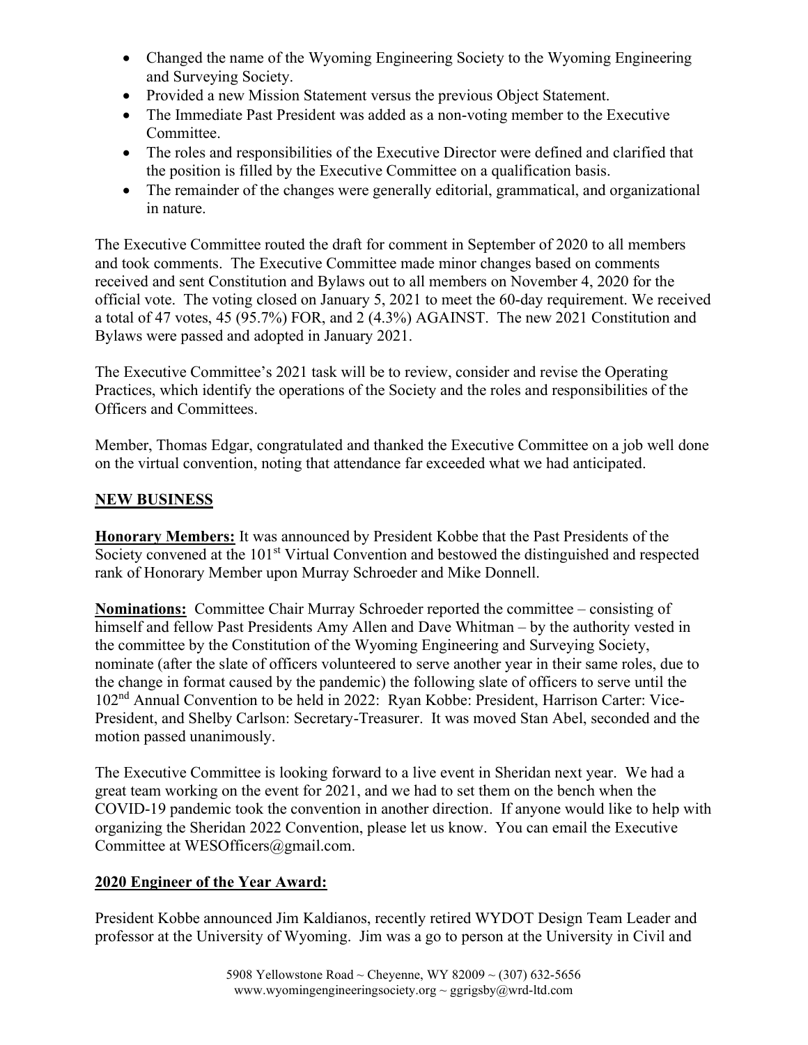- Changed the name of the Wyoming Engineering Society to the Wyoming Engineering and Surveying Society.
- Provided a new Mission Statement versus the previous Object Statement.
- The Immediate Past President was added as a non-voting member to the Executive Committee.
- The roles and responsibilities of the Executive Director were defined and clarified that the position is filled by the Executive Committee on a qualification basis.
- The remainder of the changes were generally editorial, grammatical, and organizational in nature.

The Executive Committee routed the draft for comment in September of 2020 to all members and took comments. The Executive Committee made minor changes based on comments received and sent Constitution and Bylaws out to all members on November 4, 2020 for the official vote. The voting closed on January 5, 2021 to meet the 60-day requirement. We received a total of 47 votes, 45 (95.7%) FOR, and 2 (4.3%) AGAINST. The new 2021 Constitution and Bylaws were passed and adopted in January 2021.

The Executive Committee's 2021 task will be to review, consider and revise the Operating Practices, which identify the operations of the Society and the roles and responsibilities of the Officers and Committees.

Member, Thomas Edgar, congratulated and thanked the Executive Committee on a job well done on the virtual convention, noting that attendance far exceeded what we had anticipated.

## NEW BUSINESS

**Honorary Members:** It was announced by President Kobbe that the Past Presidents of the Society convened at the 101st Virtual Convention and bestowed the distinguished and respected rank of Honorary Member upon Murray Schroeder and Mike Donnell.

**Nominations:** Committee Chair Murray Schroeder reported the committee – consisting of himself and fellow Past Presidents Amy Allen and Dave Whitman – by the authority vested in the committee by the Constitution of the Wyoming Engineering and Surveying Society, nominate (after the slate of officers volunteered to serve another year in their same roles, due to the change in format caused by the pandemic) the following slate of officers to serve until the 102nd Annual Convention to be held in 2022: Ryan Kobbe: President, Harrison Carter: Vice-President, and Shelby Carlson: Secretary-Treasurer. It was moved Stan Abel, seconded and the motion passed unanimously.

The Executive Committee is looking forward to a live event in Sheridan next year. We had a great team working on the event for 2021, and we had to set them on the bench when the COVID-19 pandemic took the convention in another direction. If anyone would like to help with organizing the Sheridan 2022 Convention, please let us know. You can email the Executive Committee at WESOfficers@gmail.com.

## 2020 Engineer of the Year Award:

President Kobbe announced Jim Kaldianos, recently retired WYDOT Design Team Leader and professor at the University of Wyoming. Jim was a go to person at the University in Civil and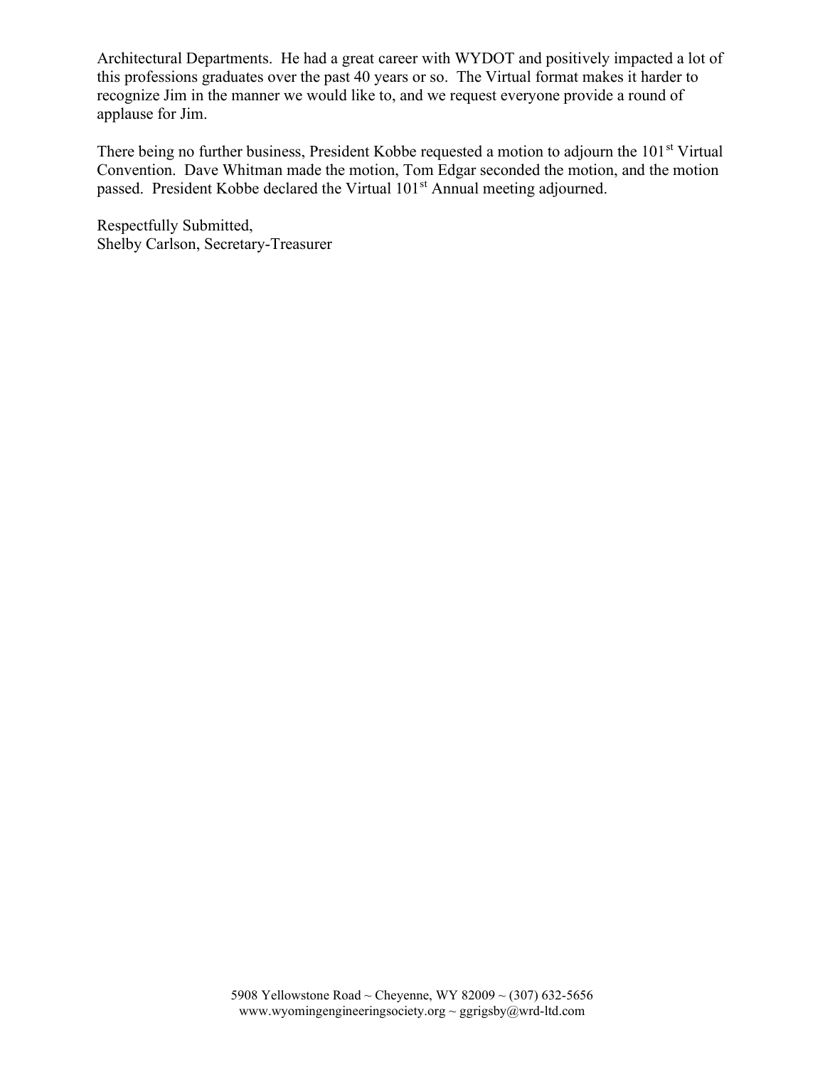Architectural Departments. He had a great career with WYDOT and positively impacted a lot of this professions graduates over the past 40 years or so. The Virtual format makes it harder to recognize Jim in the manner we would like to, and we request everyone provide a round of applause for Jim.

There being no further business, President Kobbe requested a motion to adjourn the 101st Virtual Convention. Dave Whitman made the motion, Tom Edgar seconded the motion, and the motion passed. President Kobbe declared the Virtual 101st Annual meeting adjourned.

Respectfully Submitted,
Shelby Carlson, Secretary-Treasurer